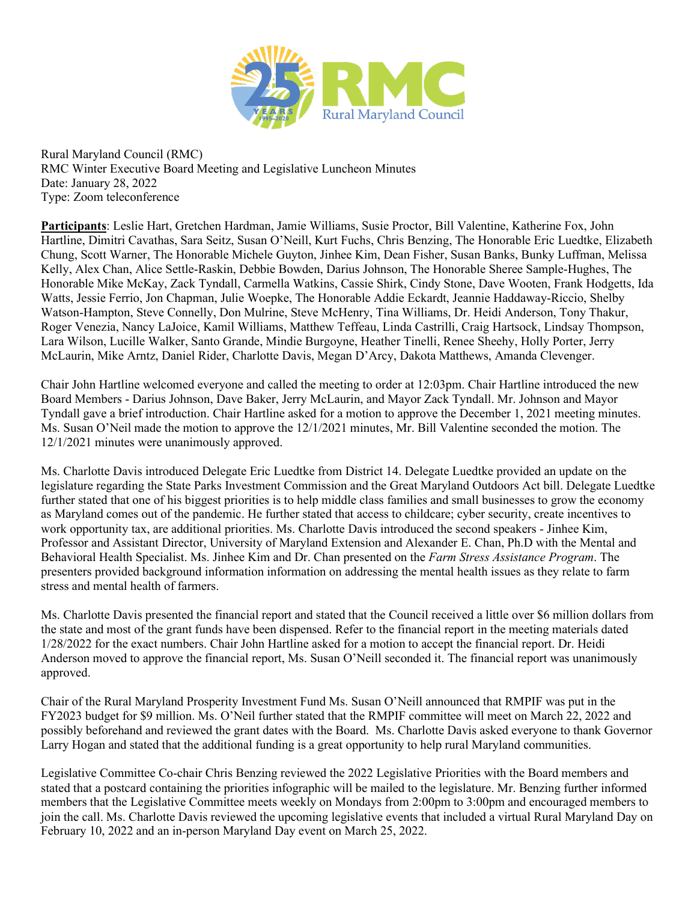Rural Maryland Council (RMC)
RMC Winter Executive Board Meeting and Legislative Luncheon Minutes
Date: January 28, 2022
Type: Zoom teleconference

**Participants**: Leslie Hart, Gretchen Hardman, Jamie Williams, Susie Proctor, Bill Valentine, Katherine Fox, John Hartline, Dimitri Cavathas, Sara Seitz, Susan O'Neill, Kurt Fuchs, Chris Benzing, The Honorable Eric Luedtke, Elizabeth Chung, Scott Warner, The Honorable Michele Guyton, Jinhee Kim, Dean Fisher, Susan Banks, Bunky Luffman, Melissa Kelly, Alex Chan, Alice Settle-Raskin, Debbie Bowden, Darius Johnson, The Honorable Sheree Sample-Hughes, The Honorable Mike McKay, Zack Tyndall, Carmella Watkins, Cassie Shirk, Cindy Stone, Dave Wooten, Frank Hodgetts, Ida Watts, Jessie Ferrio, Jon Chapman, Julie Woepke, The Honorable Addie Eckardt, Jeannie Haddaway-Riccio, Shelby Watson-Hampton, Steve Connelly, Don Mulrine, Steve McHenry, Tina Williams, Dr. Heidi Anderson, Tony Thakur, Roger Venezia, Nancy LaJoice, Kamil Williams, Matthew Teffeau, Linda Castrilli, Craig Hartsock, Lindsay Thompson, Lara Wilson, Lucille Walker, Santo Grande, Mindie Burgoyne, Heather Tinelli, Renee Sheehy, Holly Porter, Jerry McLaurin, Mike Arntz, Daniel Rider, Charlotte Davis, Megan D'Arcy, Dakota Matthews, Amanda Clevenger.

Chair John Hartline welcomed everyone and called the meeting to order at 12:03pm. Chair Hartline introduced the new Board Members - Darius Johnson, Dave Baker, Jerry McLaurin, and Mayor Zack Tyndall. Mr. Johnson and Mayor Tyndall gave a brief introduction. Chair Hartline asked for a motion to approve the December 1, 2021 meeting minutes. Ms. Susan O'Neil made the motion to approve the 12/1/2021 minutes, Mr. Bill Valentine seconded the motion. The 12/1/2021 minutes were unanimously approved.

Ms. Charlotte Davis introduced Delegate Eric Luedtke from District 14. Delegate Luedtke provided an update on the legislature regarding the State Parks Investment Commission and the Great Maryland Outdoors Act bill. Delegate Luedtke further stated that one of his biggest priorities is to help middle class families and small businesses to grow the economy as Maryland comes out of the pandemic. He further stated that access to childcare; cyber security, create incentives to work opportunity tax, are additional priorities. Ms. Charlotte Davis introduced the second speakers - Jinhee Kim, Professor and Assistant Director, University of Maryland Extension and Alexander E. Chan, Ph.D with the Mental and Behavioral Health Specialist. Ms. Jinhee Kim and Dr. Chan presented on the *Farm Stress Assistance Program*. The presenters provided background information information on addressing the mental health issues as they relate to farm stress and mental health of farmers.

Ms. Charlotte Davis presented the financial report and stated that the Council received a little over $6 million dollars from the state and most of the grant funds have been dispensed. Refer to the financial report in the meeting materials dated 1/28/2022 for the exact numbers. Chair John Hartline asked for a motion to accept the financial report. Dr. Heidi Anderson moved to approve the financial report, Ms. Susan O'Neill seconded it. The financial report was unanimously approved.

Chair of the Rural Maryland Prosperity Investment Fund Ms. Susan O'Neill announced that RMPIF was put in the FY2023 budget for $9 million. Ms. O'Neil further stated that the RMPIF committee will meet on March 22, 2022 and possibly beforehand and reviewed the grant dates with the Board. Ms. Charlotte Davis asked everyone to thank Governor Larry Hogan and stated that the additional funding is a great opportunity to help rural Maryland communities.

Legislative Committee Co-chair Chris Benzing reviewed the 2022 Legislative Priorities with the Board members and stated that a postcard containing the priorities infographic will be mailed to the legislature. Mr. Benzing further informed members that the Legislative Committee meets weekly on Mondays from 2:00pm to 3:00pm and encouraged members to join the call. Ms. Charlotte Davis reviewed the upcoming legislative events that included a virtual Rural Maryland Day on February 10, 2022 and an in-person Maryland Day event on March 25, 2022.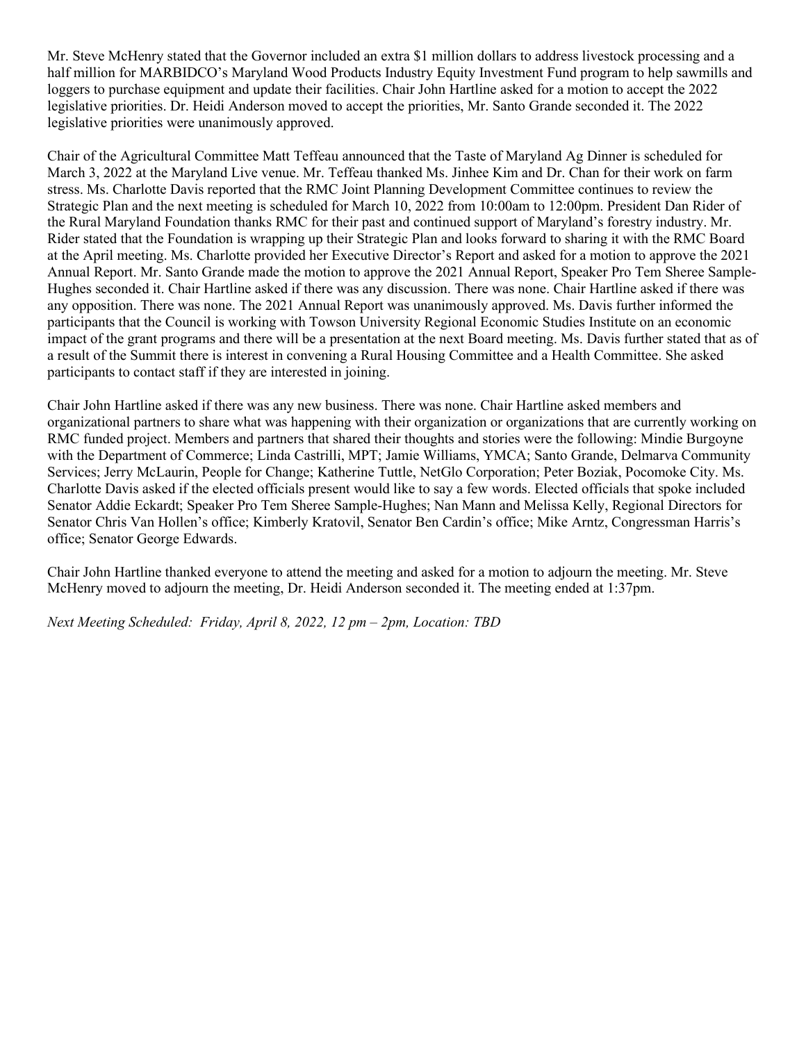Mr. Steve McHenry stated that the Governor included an extra $1 million dollars to address livestock processing and a half million for MARBIDCO's Maryland Wood Products Industry Equity Investment Fund program to help sawmills and loggers to purchase equipment and update their facilities. Chair John Hartline asked for a motion to accept the 2022 legislative priorities. Dr. Heidi Anderson moved to accept the priorities, Mr. Santo Grande seconded it. The 2022 legislative priorities were unanimously approved.

Chair of the Agricultural Committee Matt Teffeau announced that the Taste of Maryland Ag Dinner is scheduled for March 3, 2022 at the Maryland Live venue. Mr. Teffeau thanked Ms. Jinhee Kim and Dr. Chan for their work on farm stress. Ms. Charlotte Davis reported that the RMC Joint Planning Development Committee continues to review the Strategic Plan and the next meeting is scheduled for March 10, 2022 from 10:00am to 12:00pm. President Dan Rider of the Rural Maryland Foundation thanks RMC for their past and continued support of Maryland's forestry industry. Mr. Rider stated that the Foundation is wrapping up their Strategic Plan and looks forward to sharing it with the RMC Board at the April meeting. Ms. Charlotte provided her Executive Director's Report and asked for a motion to approve the 2021 Annual Report. Mr. Santo Grande made the motion to approve the 2021 Annual Report, Speaker Pro Tem Sheree Sample-Hughes seconded it. Chair Hartline asked if there was any discussion. There was none. Chair Hartline asked if there was any opposition. There was none. The 2021 Annual Report was unanimously approved. Ms. Davis further informed the participants that the Council is working with Towson University Regional Economic Studies Institute on an economic impact of the grant programs and there will be a presentation at the next Board meeting. Ms. Davis further stated that as of a result of the Summit there is interest in convening a Rural Housing Committee and a Health Committee. She asked participants to contact staff if they are interested in joining.

Chair John Hartline asked if there was any new business. There was none. Chair Hartline asked members and organizational partners to share what was happening with their organization or organizations that are currently working on RMC funded project. Members and partners that shared their thoughts and stories were the following: Mindie Burgoyne with the Department of Commerce; Linda Castrilli, MPT; Jamie Williams, YMCA; Santo Grande, Delmarva Community Services; Jerry McLaurin, People for Change; Katherine Tuttle, NetGlo Corporation; Peter Boziak, Pocomoke City. Ms. Charlotte Davis asked if the elected officials present would like to say a few words. Elected officials that spoke included Senator Addie Eckardt; Speaker Pro Tem Sheree Sample-Hughes; Nan Mann and Melissa Kelly, Regional Directors for Senator Chris Van Hollen's office; Kimberly Kratovil, Senator Ben Cardin's office; Mike Arntz, Congressman Harris's office; Senator George Edwards.

Chair John Hartline thanked everyone to attend the meeting and asked for a motion to adjourn the meeting. Mr. Steve McHenry moved to adjourn the meeting, Dr. Heidi Anderson seconded it. The meeting ended at 1:37pm.

*Next Meeting Scheduled: Friday, April 8, 2022, 12 pm – 2pm, Location: TBD*